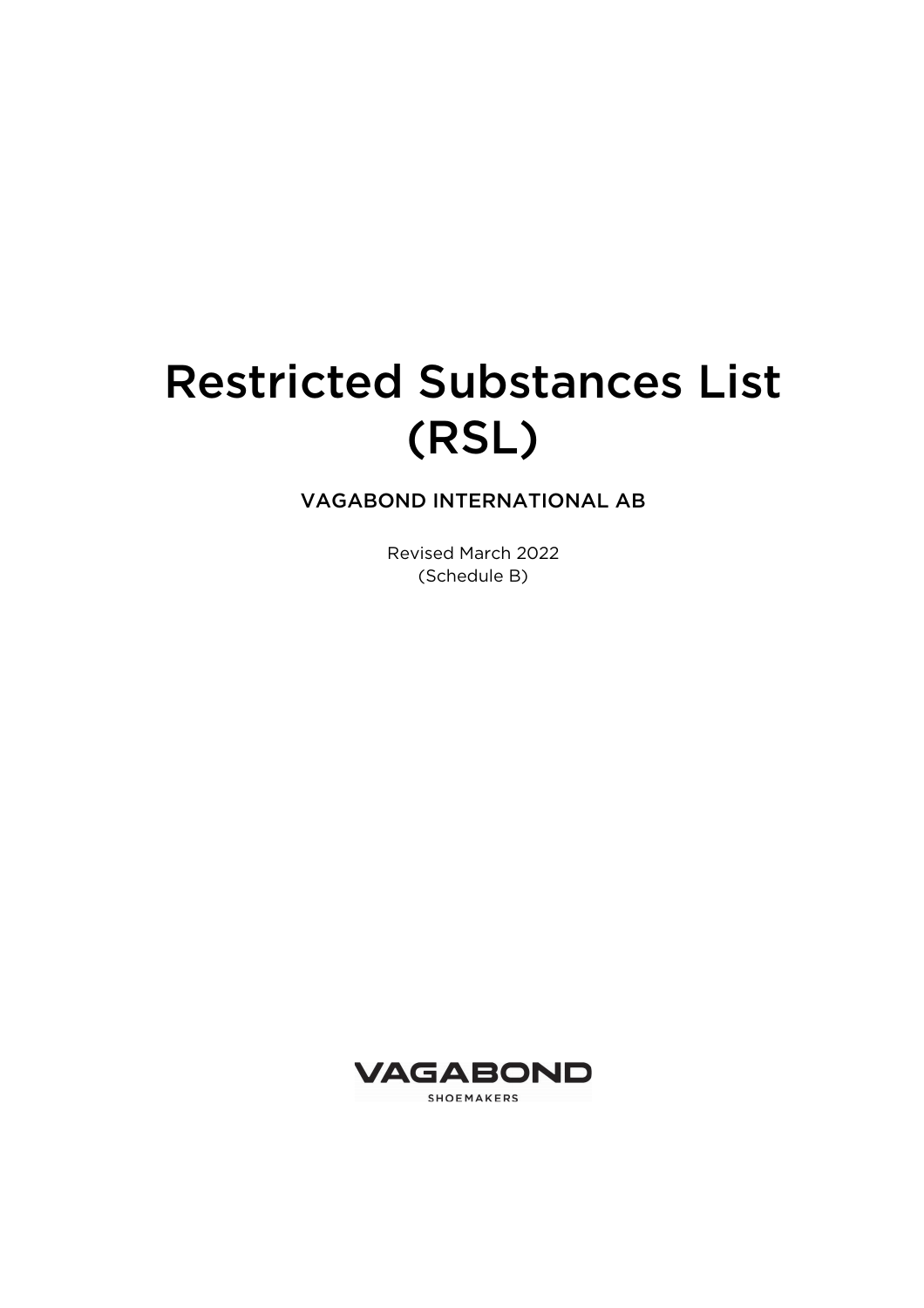# Restricted Substances List (RSL)

VAGABOND INTERNATIONAL AB

Revised March 2022
(Schedule B)

VAGABOND
SHOEMAKERS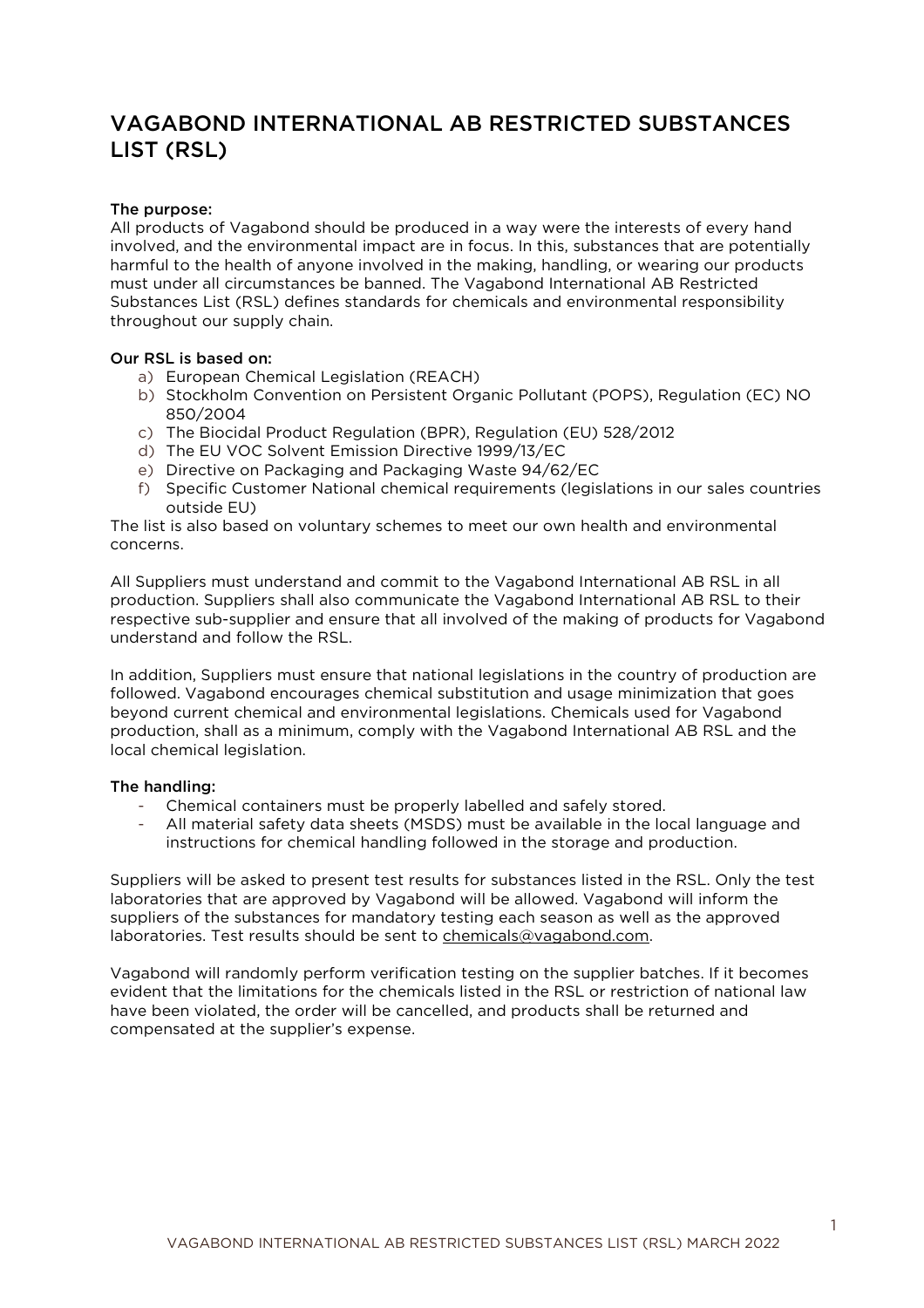# VAGABOND INTERNATIONAL AB RESTRICTED SUBSTANCES LIST (RSL)

**The purpose:**
All products of Vagabond should be produced in a way were the interests of every hand involved, and the environmental impact are in focus. In this, substances that are potentially harmful to the health of anyone involved in the making, handling, or wearing our products must under all circumstances be banned. The Vagabond International AB Restricted Substances List (RSL) defines standards for chemicals and environmental responsibility throughout our supply chain.

**Our RSL is based on:**

a) European Chemical Legislation (REACH)
b) Stockholm Convention on Persistent Organic Pollutant (POPS), Regulation (EC) NO 850/2004
c) The Biocidal Product Regulation (BPR), Regulation (EU) 528/2012
d) The EU VOC Solvent Emission Directive 1999/13/EC
e) Directive on Packaging and Packaging Waste 94/62/EC
f) Specific Customer National chemical requirements (legislations in our sales countries outside EU)

The list is also based on voluntary schemes to meet our own health and environmental concerns.

All Suppliers must understand and commit to the Vagabond International AB RSL in all production. Suppliers shall also communicate the Vagabond International AB RSL to their respective sub-supplier and ensure that all involved of the making of products for Vagabond understand and follow the RSL.

In addition, Suppliers must ensure that national legislations in the country of production are followed. Vagabond encourages chemical substitution and usage minimization that goes beyond current chemical and environmental legislations. Chemicals used for Vagabond production, shall as a minimum, comply with the Vagabond International AB RSL and the local chemical legislation.

**The handling:**

- Chemical containers must be properly labelled and safely stored.
- All material safety data sheets (MSDS) must be available in the local language and instructions for chemical handling followed in the storage and production.

Suppliers will be asked to present test results for substances listed in the RSL. Only the test laboratories that are approved by Vagabond will be allowed. Vagabond will inform the suppliers of the substances for mandatory testing each season as well as the approved laboratories. Test results should be sent to chemicals@vagabond.com.

Vagabond will randomly perform verification testing on the supplier batches. If it becomes evident that the limitations for the chemicals listed in the RSL or restriction of national law have been violated, the order will be cancelled, and products shall be returned and compensated at the supplier's expense.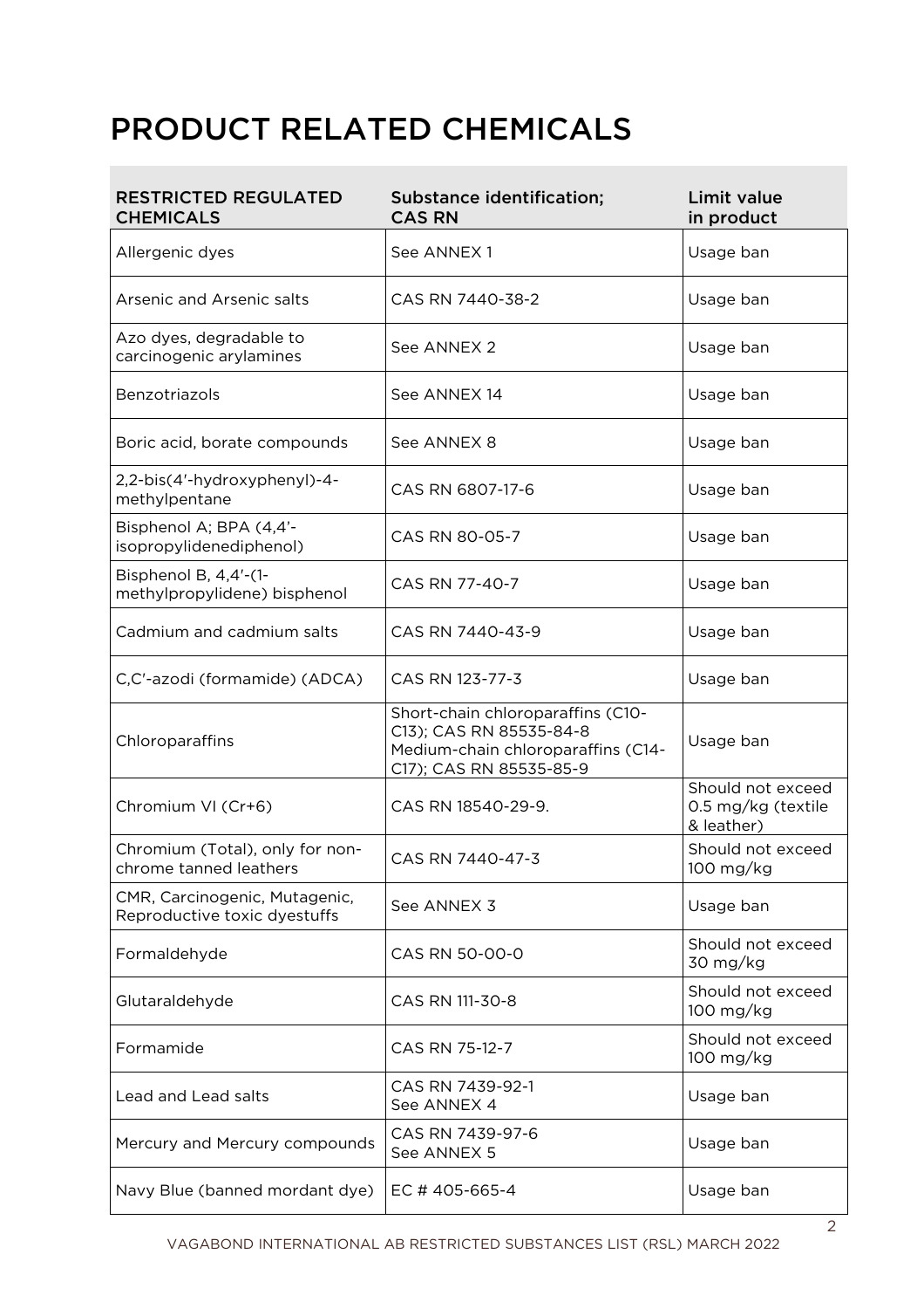# PRODUCT RELATED CHEMICALS

| RESTRICTED REGULATED CHEMICALS | Substance identification; CAS RN | Limit value in product |
|---|---|---|
| Allergenic dyes | See ANNEX 1 | Usage ban |
| Arsenic and Arsenic salts | CAS RN 7440-38-2 | Usage ban |
| Azo dyes, degradable to carcinogenic arylamines | See ANNEX 2 | Usage ban |
| Benzotriazols | See ANNEX 14 | Usage ban |
| Boric acid, borate compounds | See ANNEX 8 | Usage ban |
| 2,2-bis(4′-hydroxyphenyl)-4-methylpentane | CAS RN 6807-17-6 | Usage ban |
| Bisphenol A; BPA (4,4’-isopropylidenediphenol) | CAS RN 80-05-7 | Usage ban |
| Bisphenol B, 4,4′-(1-methylpropylidene) bisphenol | CAS RN 77-40-7 | Usage ban |
| Cadmium and cadmium salts | CAS RN 7440-43-9 | Usage ban |
| C,C′-azodi (formamide) (ADCA) | CAS RN 123-77-3 | Usage ban |
| Chloroparaffins | Short-chain chloroparaffins (C10-C13); CAS RN 85535-84-8<br>Medium-chain chloroparaffins (C14-C17); CAS RN 85535-85-9 | Usage ban |
| Chromium VI (Cr+6) | CAS RN 18540-29-9. | Should not exceed 0.5 mg/kg (textile & leather) |
| Chromium (Total), only for non-chrome tanned leathers | CAS RN 7440-47-3 | Should not exceed 100 mg/kg |
| CMR, Carcinogenic, Mutagenic, Reproductive toxic dyestuffs | See ANNEX 3 | Usage ban |
| Formaldehyde | CAS RN 50-00-0 | Should not exceed 30 mg/kg |
| Glutaraldehyde | CAS RN 111-30-8 | Should not exceed 100 mg/kg |
| Formamide | CAS RN 75-12-7 | Should not exceed 100 mg/kg |
| Lead and Lead salts | CAS RN 7439-92-1<br>See ANNEX 4 | Usage ban |
| Mercury and Mercury compounds | CAS RN 7439-97-6<br>See ANNEX 5 | Usage ban |
| Navy Blue (banned mordant dye) | EC # 405-665-4 | Usage ban |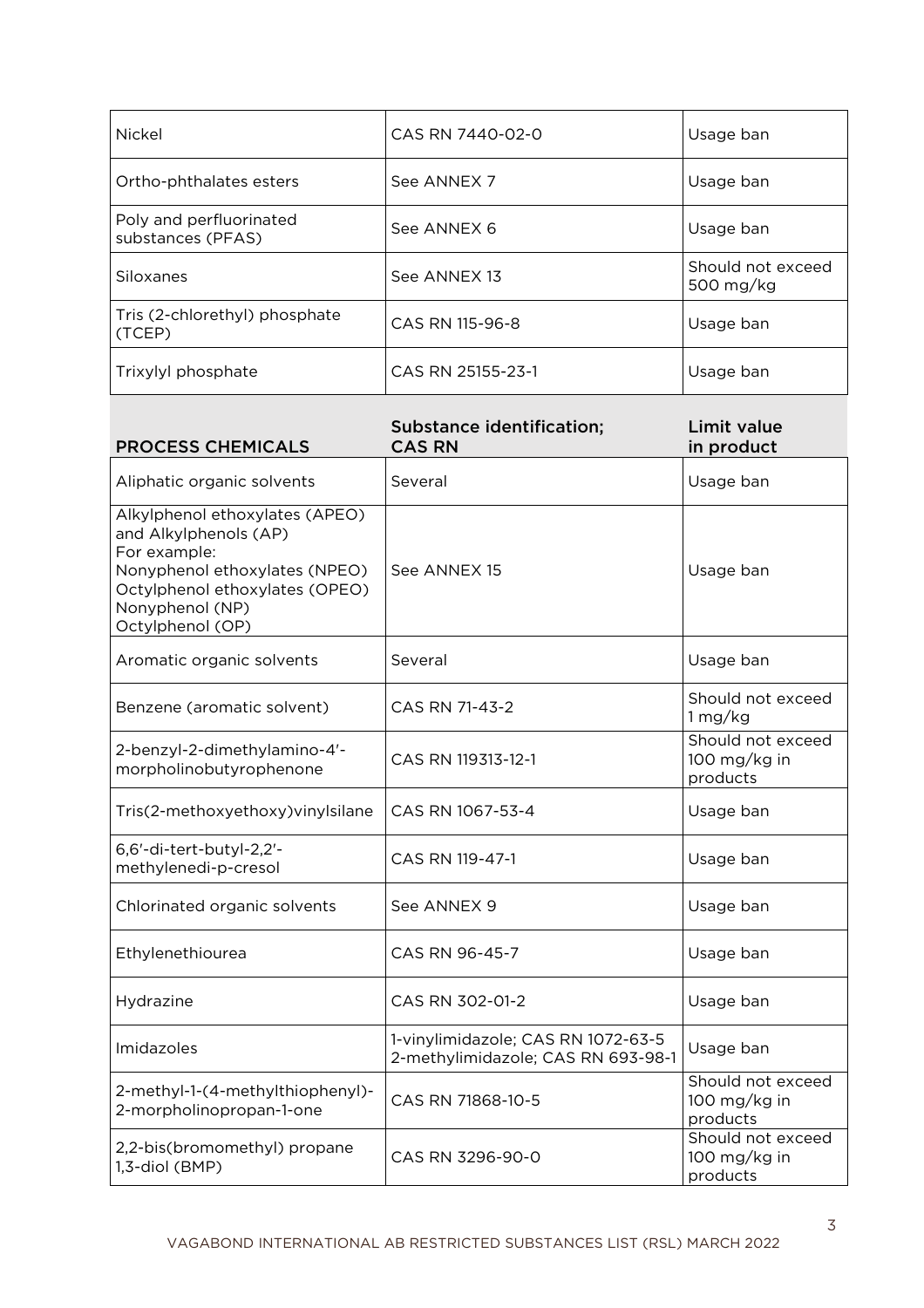| | | |
|---|---|---|
| Nickel | CAS RN 7440-02-0 | Usage ban |
| Ortho-phthalates esters | See ANNEX 7 | Usage ban |
| Poly and perfluorinated substances (PFAS) | See ANNEX 6 | Usage ban |
| Siloxanes | See ANNEX 13 | Should not exceed 500 mg/kg |
| Tris (2-chlorethyl) phosphate (TCEP) | CAS RN 115-96-8 | Usage ban |
| Trixylyl phosphate | CAS RN 25155-23-1 | Usage ban |

| PROCESS CHEMICALS | Substance identification; CAS RN | Limit value in product |
|---|---|---|
| Aliphatic organic solvents | Several | Usage ban |
| Alkylphenol ethoxylates (APEO) and Alkylphenols (AP)<br>For example:<br>Nonyphenol ethoxylates (NPEO)<br>Octylphenol ethoxylates (OPEO)<br>Nonyphenol (NP)<br>Octylphenol (OP) | See ANNEX 15 | Usage ban |
| Aromatic organic solvents | Several | Usage ban |
| Benzene (aromatic solvent) | CAS RN 71-43-2 | Should not exceed 1 mg/kg |
| 2-benzyl-2-dimethylamino-4′-morpholinobutyrophenone | CAS RN 119313-12-1 | Should not exceed 100 mg/kg in products |
| Tris(2-methoxyethoxy)vinylsilane | CAS RN 1067-53-4 | Usage ban |
| 6,6′-di-tert-butyl-2,2′-methylenedi-p-cresol | CAS RN 119-47-1 | Usage ban |
| Chlorinated organic solvents | See ANNEX 9 | Usage ban |
| Ethylenethiourea | CAS RN 96-45-7 | Usage ban |
| Hydrazine | CAS RN 302-01-2 | Usage ban |
| Imidazoles | 1-vinylimidazole; CAS RN 1072-63-5<br>2-methylimidazole; CAS RN 693-98-1 | Usage ban |
| 2-methyl-1-(4-methylthiophenyl)-2-morpholinopropan-1-one | CAS RN 71868-10-5 | Should not exceed 100 mg/kg in products |
| 2,2-bis(bromomethyl) propane 1,3-diol (BMP) | CAS RN 3296-90-0 | Should not exceed 100 mg/kg in products |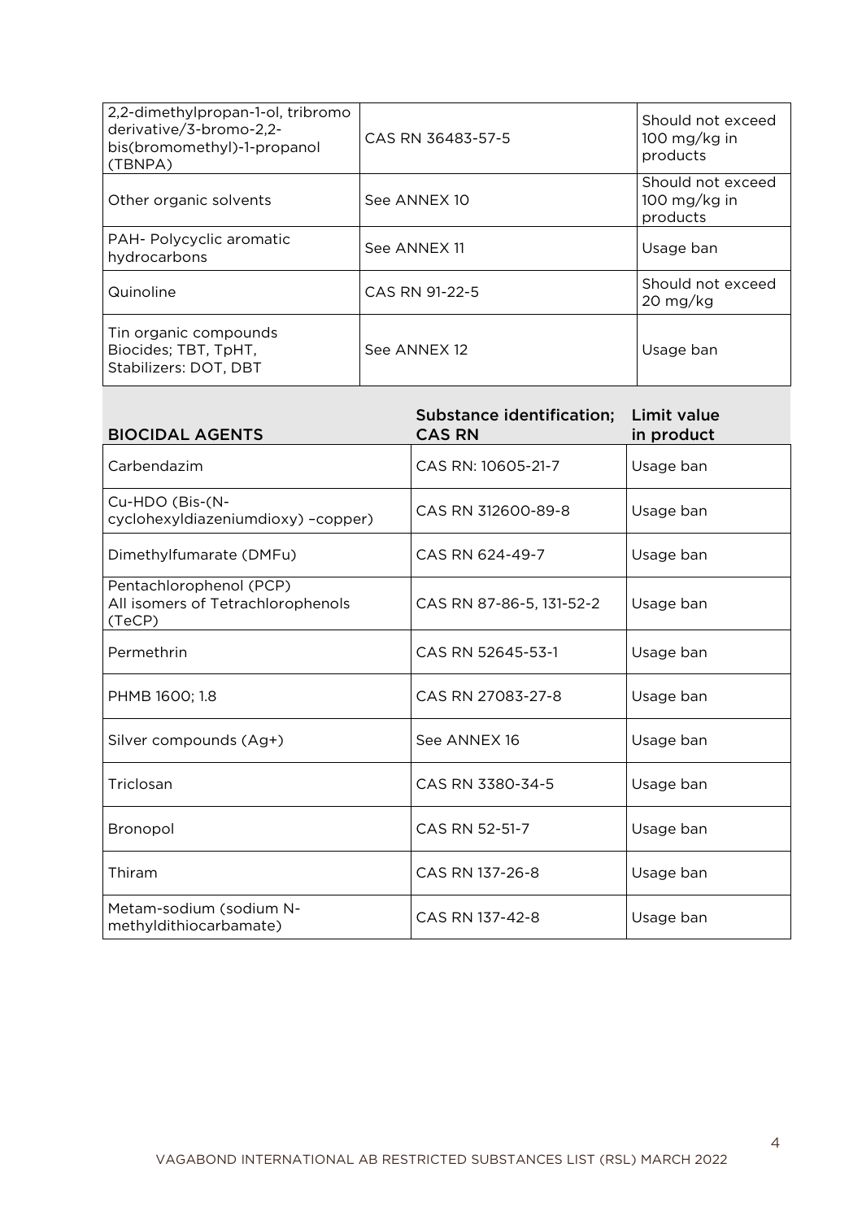| | | |
|---|---|---|
| 2,2-dimethylpropan-1-ol, tribromo derivative/3-bromo-2,2-bis(bromomethyl)-1-propanol (TBNPA) | CAS RN 36483-57-5 | Should not exceed 100 mg/kg in products |
| Other organic solvents | See ANNEX 10 | Should not exceed 100 mg/kg in products |
| PAH- Polycyclic aromatic hydrocarbons | See ANNEX 11 | Usage ban |
| Quinoline | CAS RN 91-22-5 | Should not exceed 20 mg/kg |
| Tin organic compounds Biocides; TBT, TpHT, Stabilizers: DOT, DBT | See ANNEX 12 | Usage ban |

| BIOCIDAL AGENTS | Substance identification; CAS RN | Limit value in product |
|---|---|---|
| Carbendazim | CAS RN: 10605-21-7 | Usage ban |
| Cu-HDO (Bis-(N-cyclohexyldiazeniumdioxy) –copper) | CAS RN 312600-89-8 | Usage ban |
| Dimethylfumarate (DMFu) | CAS RN 624-49-7 | Usage ban |
| Pentachlorophenol (PCP) All isomers of Tetrachlorophenols (TeCP) | CAS RN 87-86-5, 131-52-2 | Usage ban |
| Permethrin | CAS RN 52645-53-1 | Usage ban |
| PHMB 1600; 1.8 | CAS RN 27083-27-8 | Usage ban |
| Silver compounds (Ag+) | See ANNEX 16 | Usage ban |
| Triclosan | CAS RN 3380-34-5 | Usage ban |
| Bronopol | CAS RN 52-51-7 | Usage ban |
| Thiram | CAS RN 137-26-8 | Usage ban |
| Metam-sodium (sodium N-methyldithiocarbamate) | CAS RN 137-42-8 | Usage ban |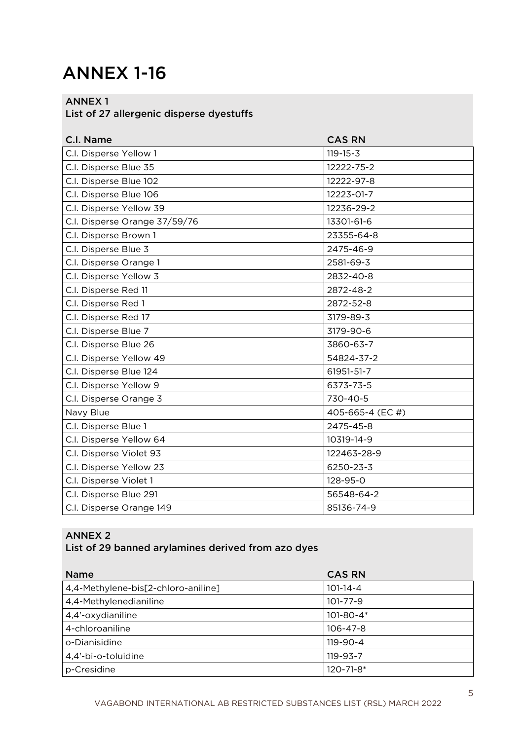# ANNEX 1-16

## ANNEX 1
### List of 27 allergenic disperse dyestuffs

| C.I. Name | CAS RN |
|---|---|
| C.I. Disperse Yellow 1 | 119-15-3 |
| C.I. Disperse Blue 35 | 12222-75-2 |
| C.I. Disperse Blue 102 | 12222-97-8 |
| C.I. Disperse Blue 106 | 12223-01-7 |
| C.I. Disperse Yellow 39 | 12236-29-2 |
| C.I. Disperse Orange 37/59/76 | 13301-61-6 |
| C.I. Disperse Brown 1 | 23355-64-8 |
| C.I. Disperse Blue 3 | 2475-46-9 |
| C.I. Disperse Orange 1 | 2581-69-3 |
| C.I. Disperse Yellow 3 | 2832-40-8 |
| C.I. Disperse Red 11 | 2872-48-2 |
| C.I. Disperse Red 1 | 2872-52-8 |
| C.I. Disperse Red 17 | 3179-89-3 |
| C.I. Disperse Blue 7 | 3179-90-6 |
| C.I. Disperse Blue 26 | 3860-63-7 |
| C.I. Disperse Yellow 49 | 54824-37-2 |
| C.I. Disperse Blue 124 | 61951-51-7 |
| C.I. Disperse Yellow 9 | 6373-73-5 |
| C.I. Disperse Orange 3 | 730-40-5 |
| Navy Blue | 405-665-4 (EC #) |
| C.I. Disperse Blue 1 | 2475-45-8 |
| C.I. Disperse Yellow 64 | 10319-14-9 |
| C.I. Disperse Violet 93 | 122463-28-9 |
| C.I. Disperse Yellow 23 | 6250-23-3 |
| C.I. Disperse Violet 1 | 128-95-0 |
| C.I. Disperse Blue 291 | 56548-64-2 |
| C.I. Disperse Orange 149 | 85136-74-9 |

## ANNEX 2
### List of 29 banned arylamines derived from azo dyes

| Name | CAS RN |
|---|---|
| 4,4-Methylene-bis[2-chloro-aniline] | 101-14-4 |
| 4,4-Methylenedianiline | 101-77-9 |
| 4,4′-oxydianiline | 101-80-4* |
| 4-chloroaniline | 106-47-8 |
| o-Dianisidine | 119-90-4 |
| 4,4′-bi-o-toluidine | 119-93-7 |
| p-Cresidine | 120-71-8* |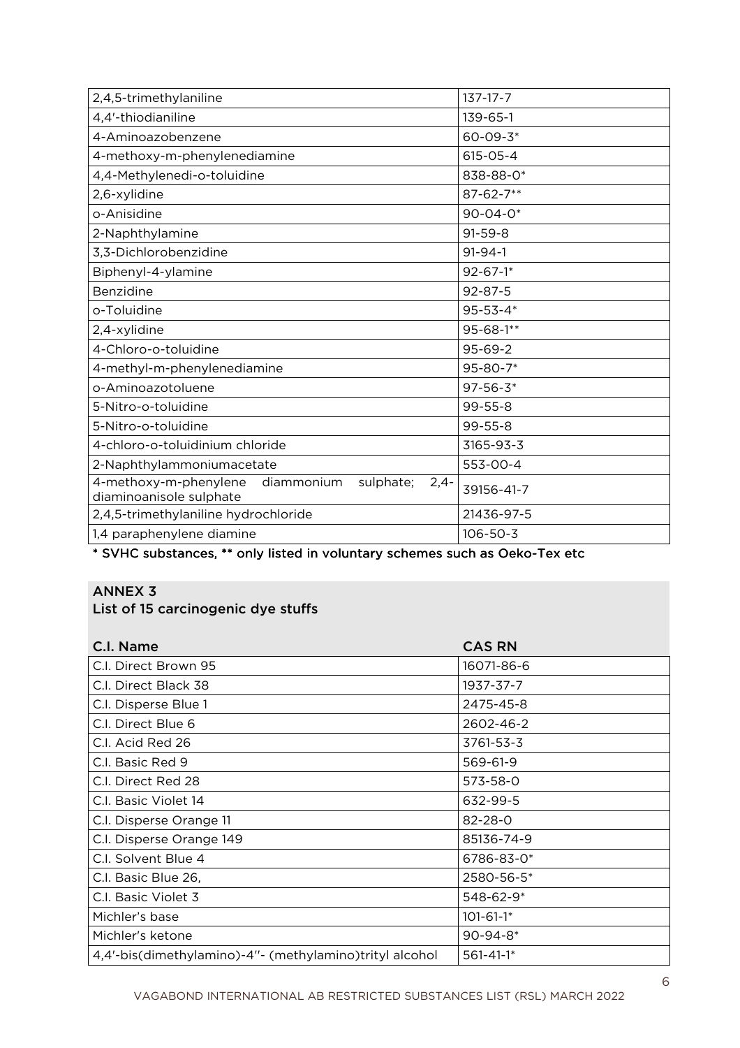| | |
|---|---|
| 2,4,5-trimethylaniline | 137-17-7 |
| 4,4′-thiodianiline | 139-65-1 |
| 4-Aminoazobenzene | 60-09-3* |
| 4-methoxy-m-phenylenediamine | 615-05-4 |
| 4,4-Methylenedi-o-toluidine | 838-88-0* |
| 2,6-xylidine | 87-62-7** |
| o-Anisidine | 90-04-0* |
| 2-Naphthylamine | 91-59-8 |
| 3,3-Dichlorobenzidine | 91-94-1 |
| Biphenyl-4-ylamine | 92-67-1* |
| Benzidine | 92-87-5 |
| o-Toluidine | 95-53-4* |
| 2,4-xylidine | 95-68-1** |
| 4-Chloro-o-toluidine | 95-69-2 |
| 4-methyl-m-phenylenediamine | 95-80-7* |
| o-Aminoazotoluene | 97-56-3* |
| 5-Nitro-o-toluidine | 99-55-8 |
| 5-Nitro-o-toluidine | 99-55-8 |
| 4-chloro-o-toluidinium chloride | 3165-93-3 |
| 2-Naphthylammoniumacetate | 553-00-4 |
| 4-methoxy-m-phenylene diammonium sulphate; 2,4-diaminoanisole sulphate | 39156-41-7 |
| 2,4,5-trimethylaniline hydrochloride | 21436-97-5 |
| 1,4 paraphenylene diamine | 106-50-3 |

**\* SVHC substances, \*\* only listed in voluntary schemes such as Oeko-Tex etc**

## ANNEX 3
## List of 15 carcinogenic dye stuffs

| C.I. Name | CAS RN |
|---|---|
| C.I. Direct Brown 95 | 16071-86-6 |
| C.I. Direct Black 38 | 1937-37-7 |
| C.I. Disperse Blue 1 | 2475-45-8 |
| C.I. Direct Blue 6 | 2602-46-2 |
| C.I. Acid Red 26 | 3761-53-3 |
| C.I. Basic Red 9 | 569-61-9 |
| C.I. Direct Red 28 | 573-58-0 |
| C.I. Basic Violet 14 | 632-99-5 |
| C.I. Disperse Orange 11 | 82-28-0 |
| C.I. Disperse Orange 149 | 85136-74-9 |
| C.I. Solvent Blue 4 | 6786-83-0* |
| C.I. Basic Blue 26, | 2580-56-5* |
| C.I. Basic Violet 3 | 548-62-9* |
| Michler's base | 101-61-1* |
| Michler's ketone | 90-94-8* |
| 4,4′-bis(dimethylamino)-4′′- (methylamino)trityl alcohol | 561-41-1* |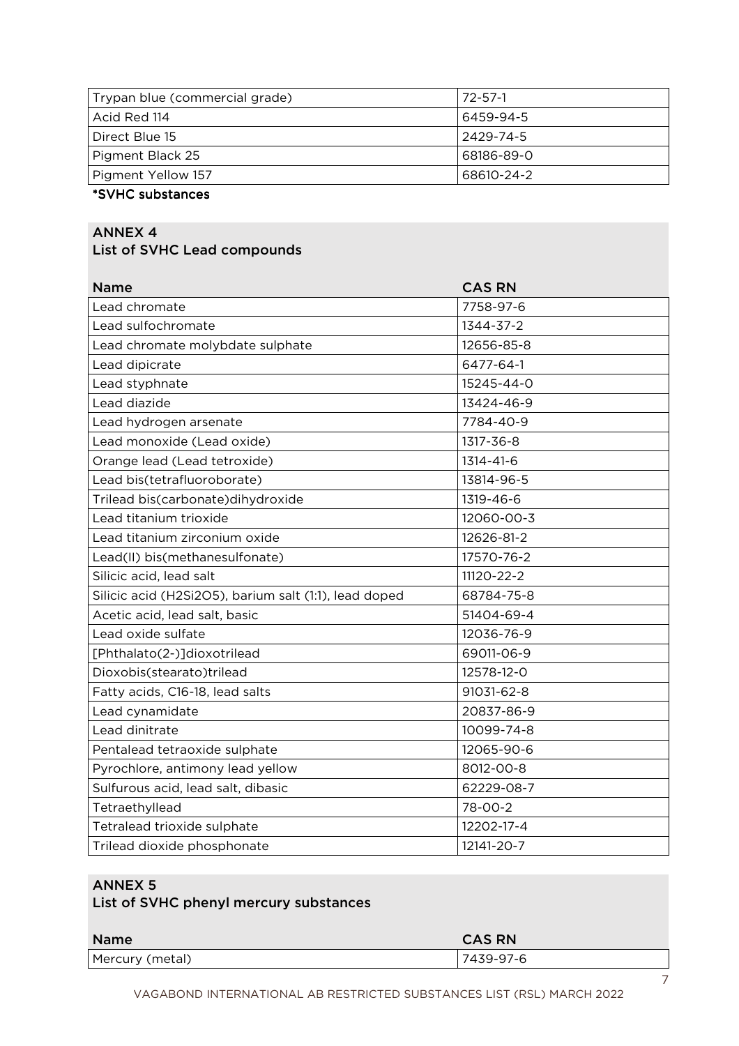| | |
|---|---|
| Trypan blue (commercial grade) | 72-57-1 |
| Acid Red 114 | 6459-94-5 |
| Direct Blue 15 | 2429-74-5 |
| Pigment Black 25 | 68186-89-0 |
| Pigment Yellow 157 | 68610-24-2 |

*SVHC substances

## ANNEX 4
## List of SVHC Lead compounds

| Name | CAS RN |
|---|---|
| Lead chromate | 7758-97-6 |
| Lead sulfochromate | 1344-37-2 |
| Lead chromate molybdate sulphate | 12656-85-8 |
| Lead dipicrate | 6477-64-1 |
| Lead styphnate | 15245-44-0 |
| Lead diazide | 13424-46-9 |
| Lead hydrogen arsenate | 7784-40-9 |
| Lead monoxide (Lead oxide) | 1317-36-8 |
| Orange lead (Lead tetroxide) | 1314-41-6 |
| Lead bis(tetrafluoroborate) | 13814-96-5 |
| Trilead bis(carbonate)dihydroxide | 1319-46-6 |
| Lead titanium trioxide | 12060-00-3 |
| Lead titanium zirconium oxide | 12626-81-2 |
| Lead(II) bis(methanesulfonate) | 17570-76-2 |
| Silicic acid, lead salt | 11120-22-2 |
| Silicic acid (H2Si2O5), barium salt (1:1), lead doped | 68784-75-8 |
| Acetic acid, lead salt, basic | 51404-69-4 |
| Lead oxide sulfate | 12036-76-9 |
| [Phthalato(2-)]dioxotrilead | 69011-06-9 |
| Dioxobis(stearato)trilead | 12578-12-0 |
| Fatty acids, C16-18, lead salts | 91031-62-8 |
| Lead cynamidate | 20837-86-9 |
| Lead dinitrate | 10099-74-8 |
| Pentalead tetraoxide sulphate | 12065-90-6 |
| Pyrochlore, antimony lead yellow | 8012-00-8 |
| Sulfurous acid, lead salt, dibasic | 62229-08-7 |
| Tetraethyllead | 78-00-2 |
| Tetralead trioxide sulphate | 12202-17-4 |
| Trilead dioxide phosphonate | 12141-20-7 |

## ANNEX 5
## List of SVHC phenyl mercury substances

| Name | CAS RN |
|---|---|
| Mercury (metal) | 7439-97-6 |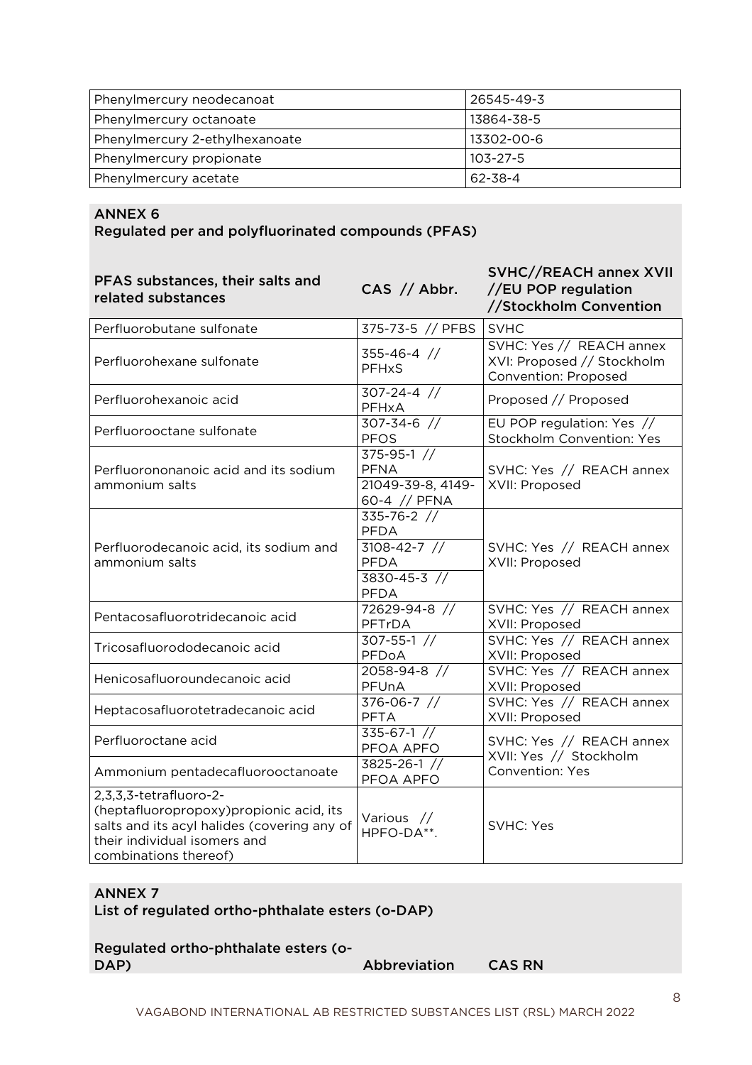| | |
|---|---|
| Phenylmercury neodecanoat | 26545-49-3 |
| Phenylmercury octanoate | 13864-38-5 |
| Phenylmercury 2-ethylhexanoate | 13302-00-6 |
| Phenylmercury propionate | 103-27-5 |
| Phenylmercury acetate | 62-38-4 |

## ANNEX 6
## Regulated per and polyfluorinated compounds (PFAS)

| PFAS substances, their salts and related substances | CAS // Abbr. | SVHC//REACH annex XVII //EU POP regulation //Stockholm Convention |
|---|---|---|
| Perfluorobutane sulfonate | 375-73-5 // PFBS | SVHC |
| Perfluorohexane sulfonate | 355-46-4 // PFHxS | SVHC: Yes // REACH annex XVI: Proposed // Stockholm Convention: Proposed |
| Perfluorohexanoic acid | 307-24-4 // PFHxA | Proposed // Proposed |
| Perfluorooctane sulfonate | 307-34-6 // PFOS | EU POP regulation: Yes // Stockholm Convention: Yes |
| Perfluorononanoic acid and its sodium ammonium salts | 375-95-1 // PFNA | SVHC: Yes // REACH annex XVII: Proposed |
| | 21049-39-8, 4149-60-4 // PFNA | |
| Perfluorodecanoic acid, its sodium and ammonium salts | 335-76-2 // PFDA | SVHC: Yes // REACH annex XVII: Proposed |
| | 3108-42-7 // PFDA | |
| | 3830-45-3 // PFDA | |
| Pentacosafluorotridecanoic acid | 72629-94-8 // PFTrDA | SVHC: Yes // REACH annex XVII: Proposed |
| Tricosafluorododecanoic acid | 307-55-1 // PFDoA | SVHC: Yes // REACH annex XVII: Proposed |
| Henicosafluoroundecanoic acid | 2058-94-8 // PFUnA | SVHC: Yes // REACH annex XVII: Proposed |
| Heptacosafluorotetradecanoic acid | 376-06-7 // PFTA | SVHC: Yes // REACH annex XVII: Proposed |
| Perfluoroctane acid | 335-67-1 // PFOA APFO | SVHC: Yes // REACH annex XVII: Yes // Stockholm Convention: Yes |
| Ammonium pentadecafluorooctanoate | 3825-26-1 // PFOA APFO | |
| 2,3,3,3-tetrafluoro-2-(heptafluoropropoxy)propionic acid, its salts and its acyl halides (covering any of their individual isomers and combinations thereof) | Various // HPFO-DA**. | SVHC: Yes |

## ANNEX 7
## List of regulated ortho-phthalate esters (o-DAP)

| Regulated ortho-phthalate esters (o-DAP) | Abbreviation | CAS RN |
|---|---|---|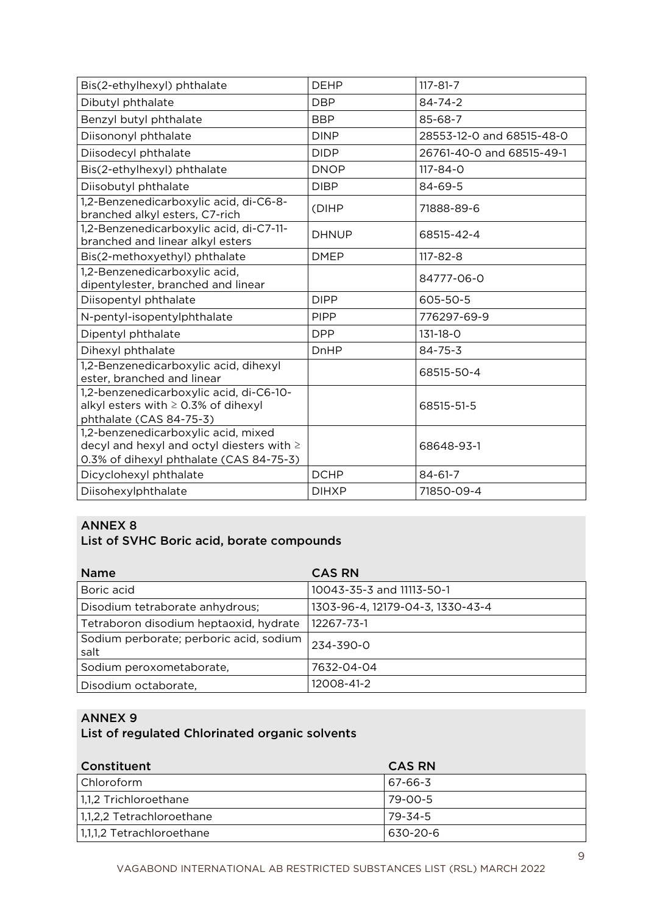| | | |
|---|---|---|
| Bis(2-ethylhexyl) phthalate | DEHP | 117-81-7 |
| Dibutyl phthalate | DBP | 84-74-2 |
| Benzyl butyl phthalate | BBP | 85-68-7 |
| Diisononyl phthalate | DINP | 28553-12-0 and 68515-48-0 |
| Diisodecyl phthalate | DIDP | 26761-40-0 and 68515-49-1 |
| Bis(2-ethylhexyl) phthalate | DNOP | 117-84-0 |
| Diisobutyl phthalate | DIBP | 84-69-5 |
| 1,2-Benzenedicarboxylic acid, di-C6-8-branched alkyl esters, C7-rich | (DIHP | 71888-89-6 |
| 1,2-Benzenedicarboxylic acid, di-C7-11-branched and linear alkyl esters | DHNUP | 68515-42-4 |
| Bis(2-methoxyethyl) phthalate | DMEP | 117-82-8 |
| 1,2-Benzenedicarboxylic acid, dipentylester, branched and linear | | 84777-06-0 |
| Diisopentyl phthalate | DIPP | 605-50-5 |
| N-pentyl-isopentylphthalate | PIPP | 776297-69-9 |
| Dipentyl phthalate | DPP | 131-18-0 |
| Dihexyl phthalate | DnHP | 84-75-3 |
| 1,2-Benzenedicarboxylic acid, dihexyl ester, branched and linear | | 68515-50-4 |
| 1,2-benzenedicarboxylic acid, di-C6-10-alkyl esters with ≥ 0.3% of dihexyl phthalate (CAS 84-75-3) | | 68515-51-5 |
| 1,2-benzenedicarboxylic acid, mixed decyl and hexyl and octyl diesters with ≥ 0.3% of dihexyl phthalate (CAS 84-75-3) | | 68648-93-1 |
| Dicyclohexyl phthalate | DCHP | 84-61-7 |
| Diisohexylphthalate | DIHXP | 71850-09-4 |

## ANNEX 8
## List of SVHC Boric acid, borate compounds

| Name | CAS RN |
|---|---|
| Boric acid | 10043-35-3 and 11113-50-1 |
| Disodium tetraborate anhydrous; | 1303-96-4, 12179-04-3, 1330-43-4 |
| Tetraboron disodium heptaoxid, hydrate | 12267-73-1 |
| Sodium perborate; perboric acid, sodium salt | 234-390-0 |
| Sodium peroxometaborate, | 7632-04-04 |
| Disodium octaborate, | 12008-41-2 |

## ANNEX 9
## List of regulated Chlorinated organic solvents

| Constituent | CAS RN |
|---|---|
| Chloroform | 67-66-3 |
| 1,1,2 Trichloroethane | 79-00-5 |
| 1,1,2,2 Tetrachloroethane | 79-34-5 |
| 1,1,1,2 Tetrachloroethane | 630-20-6 |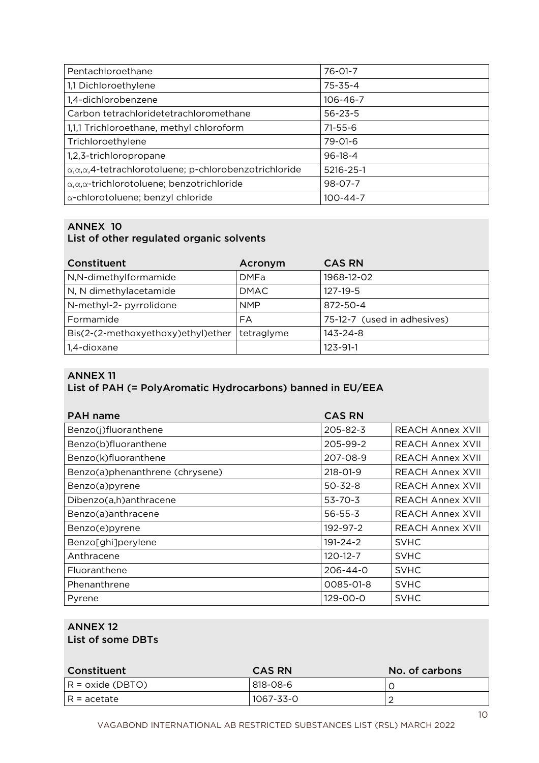| | |
|---|---|
| Pentachloroethane | 76-01-7 |
| 1,1 Dichloroethylene | 75-35-4 |
| 1,4-dichlorobenzene | 106-46-7 |
| Carbon tetrachloridetetrachloromethane | 56-23-5 |
| 1,1,1 Trichloroethane, methyl chloroform | 71-55-6 |
| Trichloroethylene | 79-01-6 |
| 1,2,3-trichloropropane | 96-18-4 |
| α,α,α,4-tetrachlorotoluene; p-chlorobenzotrichloride | 5216-25-1 |
| α,α,α-trichlorotoluene; benzotrichloride | 98-07-7 |
| α-chlorotoluene; benzyl chloride | 100-44-7 |

## ANNEX 10
### List of other regulated organic solvents

| Constituent | Acronym | CAS RN |
|---|---|---|
| N,N-dimethylformamide | DMFa | 1968-12-02 |
| N, N dimethylacetamide | DMAC | 127-19-5 |
| N-methyl-2- pyrrolidone | NMP | 872-50-4 |
| Formamide | FA | 75-12-7 (used in adhesives) |
| Bis(2-(2-methoxyethoxy)ethyl)ether | tetraglyme | 143-24-8 |
| 1,4-dioxane | | 123-91-1 |

## ANNEX 11
### List of PAH (= PolyAromatic Hydrocarbons) banned in EU/EEA

| PAH name | CAS RN | |
|---|---|---|
| Benzo(j)fluoranthene | 205-82-3 | REACH Annex XVII |
| Benzo(b)fluoranthene | 205-99-2 | REACH Annex XVII |
| Benzo(k)fluoranthene | 207-08-9 | REACH Annex XVII |
| Benzo(a)phenanthrene (chrysene) | 218-01-9 | REACH Annex XVII |
| Benzo(a)pyrene | 50-32-8 | REACH Annex XVII |
| Dibenzo(a,h)anthracene | 53-70-3 | REACH Annex XVII |
| Benzo(a)anthracene | 56-55-3 | REACH Annex XVII |
| Benzo(e)pyrene | 192-97-2 | REACH Annex XVII |
| Benzo[ghi]perylene | 191-24-2 | SVHC |
| Anthracene | 120-12-7 | SVHC |
| Fluoranthene | 206-44-0 | SVHC |
| Phenanthrene | 0085-01-8 | SVHC |
| Pyrene | 129-00-0 | SVHC |

## ANNEX 12
### List of some DBTs

| Constituent | CAS RN | No. of carbons |
|---|---|---|
| R = oxide (DBTO) | 818-08-6 | 0 |
| R = acetate | 1067-33-0 | 2 |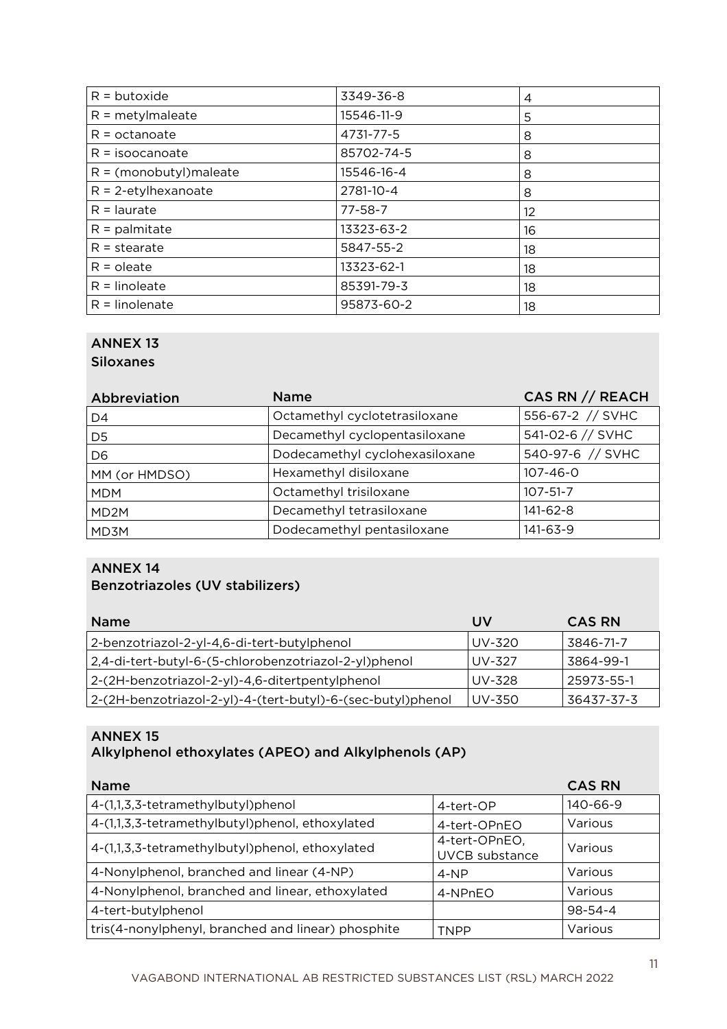| | | |
|---|---|---|
| R = butoxide | 3349-36-8 | 4 |
| R = metylmaleate | 15546-11-9 | 5 |
| R = octanoate | 4731-77-5 | 8 |
| R = isoocanoate | 85702-74-5 | 8 |
| R = (monobutyl)maleate | 15546-16-4 | 8 |
| R = 2-etylhexanoate | 2781-10-4 | 8 |
| R = laurate | 77-58-7 | 12 |
| R = palmitate | 13323-63-2 | 16 |
| R = stearate | 5847-55-2 | 18 |
| R = oleate | 13323-62-1 | 18 |
| R = linoleate | 85391-79-3 | 18 |
| R = linolenate | 95873-60-2 | 18 |

## ANNEX 13
### Siloxanes

| Abbreviation | Name | CAS RN // REACH |
|---|---|---|
| D4 | Octamethyl cyclotetrasiloxane | 556-67-2 // SVHC |
| D5 | Decamethyl cyclopentasiloxane | 541-02-6 // SVHC |
| D6 | Dodecamethyl cyclohexasiloxane | 540-97-6 // SVHC |
| MM (or HMDSO) | Hexamethyl disiloxane | 107-46-0 |
| MDM | Octamethyl trisiloxane | 107-51-7 |
| MD2M | Decamethyl tetrasiloxane | 141-62-8 |
| MD3M | Dodecamethyl pentasiloxane | 141-63-9 |

## ANNEX 14
### Benzotriazoles (UV stabilizers)

| Name | UV | CAS RN |
|---|---|---|
| 2-benzotriazol-2-yl-4,6-di-tert-butylphenol | UV-320 | 3846-71-7 |
| 2,4-di-tert-butyl-6-(5-chlorobenzotriazol-2-yl)phenol | UV-327 | 3864-99-1 |
| 2-(2H-benzotriazol-2-yl)-4,6-ditertpentylphenol | UV-328 | 25973-55-1 |
| 2-(2H-benzotriazol-2-yl)-4-(tert-butyl)-6-(sec-butyl)phenol | UV-350 | 36437-37-3 |

## ANNEX 15
### Alkylphenol ethoxylates (APEO) and Alkylphenols (AP)

| Name | | CAS RN |
|---|---|---|
| 4-(1,1,3,3-tetramethylbutyl)phenol | 4-tert-OP | 140-66-9 |
| 4-(1,1,3,3-tetramethylbutyl)phenol, ethoxylated | 4-tert-OPnEO | Various |
| 4-(1,1,3,3-tetramethylbutyl)phenol, ethoxylated | 4-tert-OPnEO, UVCB substance | Various |
| 4-Nonylphenol, branched and linear (4-NP) | 4-NP | Various |
| 4-Nonylphenol, branched and linear, ethoxylated | 4-NPnEO | Various |
| 4-tert-butylphenol | | 98-54-4 |
| tris(4-nonylphenyl, branched and linear) phosphite | TNPP | Various |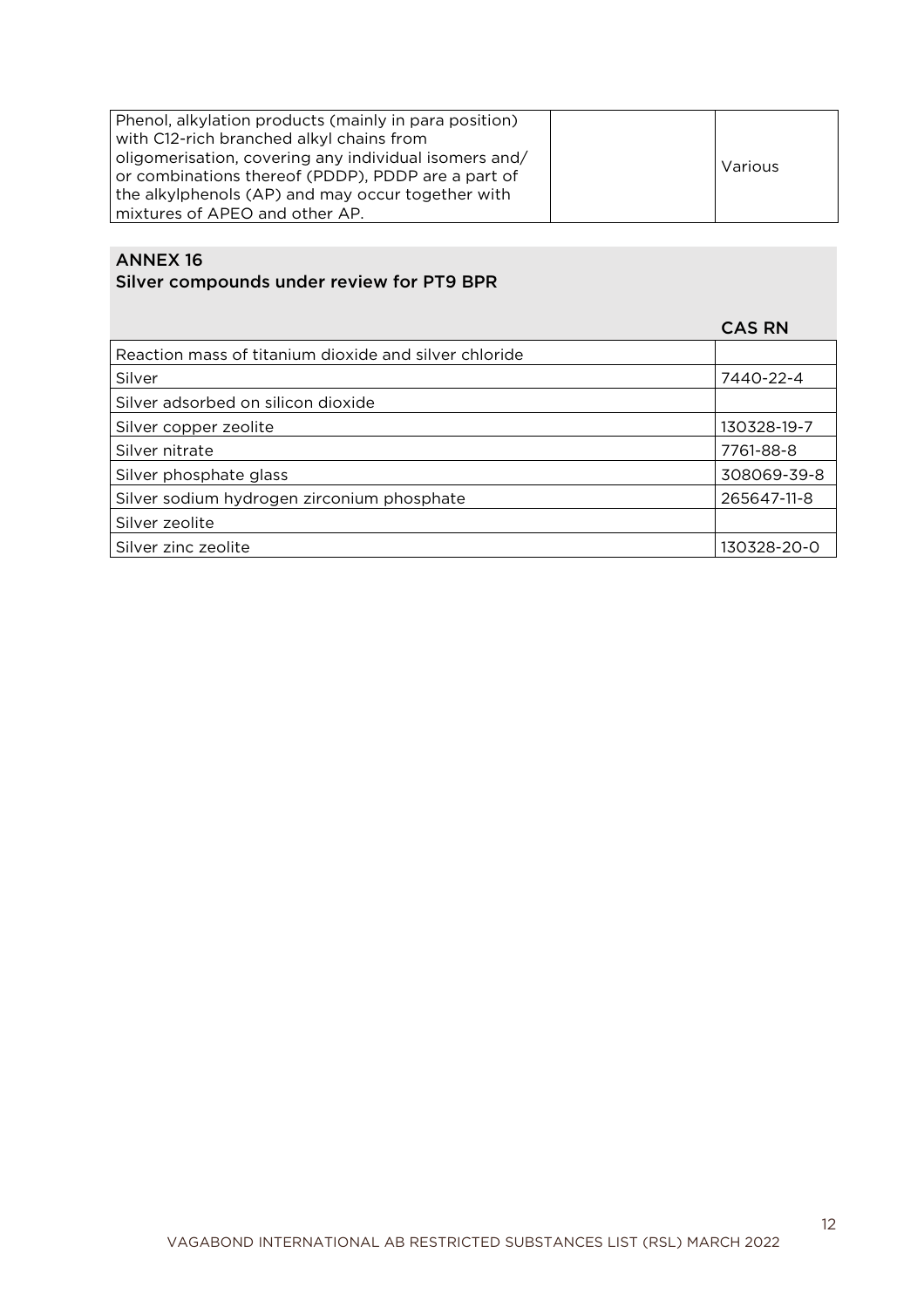| | | |
|---|---|---|
| Phenol, alkylation products (mainly in para position) with C12-rich branched alkyl chains from oligomerisation, covering any individual isomers and/ or combinations thereof (PDDP), PDDP are a part of the alkylphenols (AP) and may occur together with mixtures of APEO and other AP. | | Various |

## ANNEX 16
## Silver compounds under review for PT9 BPR

| | CAS RN |
|---|---|
| Reaction mass of titanium dioxide and silver chloride | |
| Silver | 7440-22-4 |
| Silver adsorbed on silicon dioxide | |
| Silver copper zeolite | 130328-19-7 |
| Silver nitrate | 7761-88-8 |
| Silver phosphate glass | 308069-39-8 |
| Silver sodium hydrogen zirconium phosphate | 265647-11-8 |
| Silver zeolite | |
| Silver zinc zeolite | 130328-20-0 |